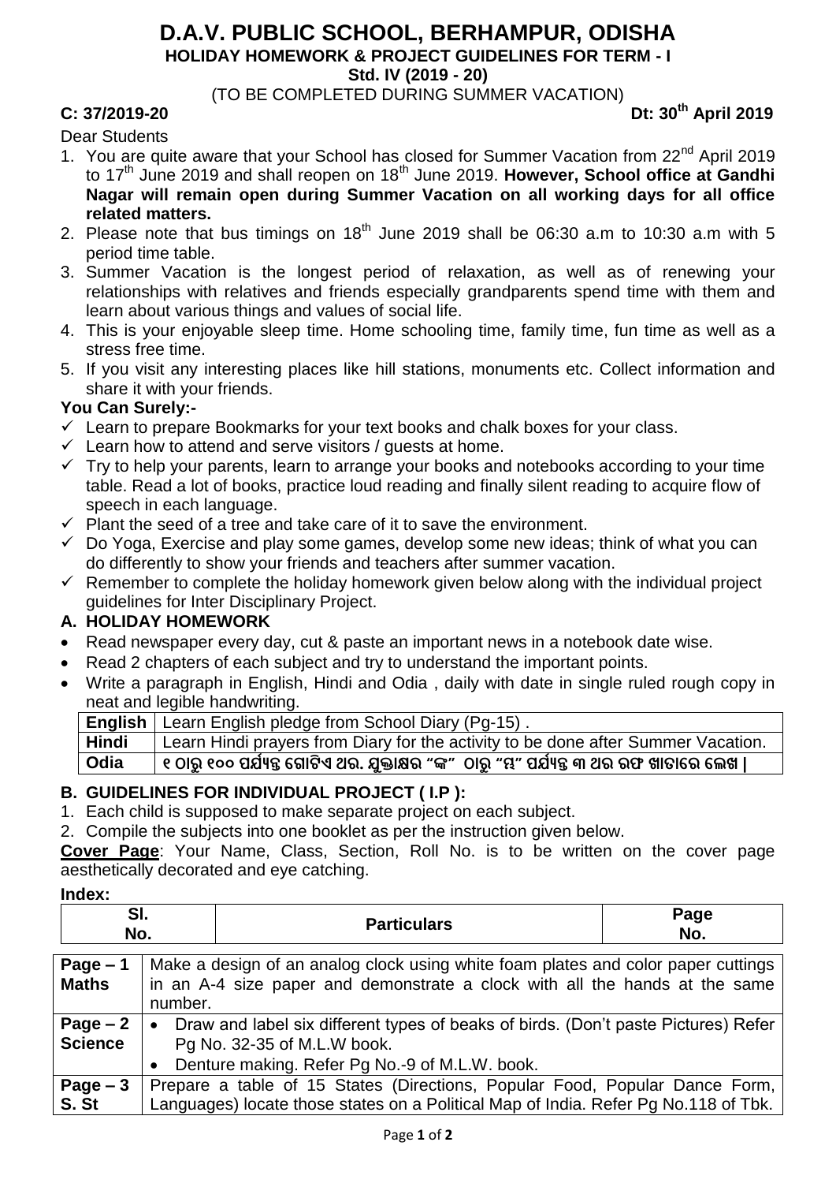# D.A.V. PUBLIC SCHOOL, BERHAMPUR, ODISHA

**HOLIDAY HOMEWORK & PROJECT GUIDELINES FOR TERM - I**

**Std. IV (2019 - 20)**

(TO BE COMPLETED DURING SUMMER VACATION)

**C: 37/2019-20** **Dt: 30th April 2019**

Dear Students

1. You are quite aware that your School has closed for Summer Vacation from 22nd April 2019 to 17th June 2019 and shall reopen on 18th June 2019. **However, School office at Gandhi Nagar will remain open during Summer Vacation on all working days for all office related matters.**
2. Please note that bus timings on 18th June 2019 shall be 06:30 a.m to 10:30 a.m with 5 period time table.
3. Summer Vacation is the longest period of relaxation, as well as of renewing your relationships with relatives and friends especially grandparents spend time with them and learn about various things and values of social life.
4. This is your enjoyable sleep time. Home schooling time, family time, fun time as well as a stress free time.
5. If you visit any interesting places like hill stations, monuments etc. Collect information and share it with your friends.

**You Can Surely:-**

- ✓ Learn to prepare Bookmarks for your text books and chalk boxes for your class.
- ✓ Learn how to attend and serve visitors / guests at home.
- ✓ Try to help your parents, learn to arrange your books and notebooks according to your time table. Read a lot of books, practice loud reading and finally silent reading to acquire flow of speech in each language.
- ✓ Plant the seed of a tree and take care of it to save the environment.
- ✓ Do Yoga, Exercise and play some games, develop some new ideas; think of what you can do differently to show your friends and teachers after summer vacation.
- ✓ Remember to complete the holiday homework given below along with the individual project guidelines for Inter Disciplinary Project.

## A. HOLIDAY HOMEWORK

- Read newspaper every day, cut & paste an important news in a notebook date wise.
- Read 2 chapters of each subject and try to understand the important points.
- Write a paragraph in English, Hindi and Odia , daily with date in single ruled rough copy in neat and legible handwriting.

| **English** | Learn English pledge from School Diary (Pg-15) . |
|---|---|
| **Hindi** | Learn Hindi prayers from Diary for the activity to be done after Summer Vacation. |
| **Odia** | ୧ ଠାରୁ ୧୦୦ ପର୍ଯ୍ୟନ୍ତ ଗୋଟିଏ ଥର. ଯୁକ୍ତାକ୍ଷର "ଙ୍କ" ଠାରୁ "ମ୍ବ" ପର୍ଯ୍ୟନ୍ତ ୩ ଥର ରଫ ଖାତାରେ ଲେଖ । |

## B. GUIDELINES FOR INDIVIDUAL PROJECT ( I.P ):

1. Each child is supposed to make separate project on each subject.
2. Compile the subjects into one booklet as per the instruction given below.

**Cover Page**: Your Name, Class, Section, Roll No. is to be written on the cover page aesthetically decorated and eye catching.

**Index:**

| Sl. No. | Particulars | Page No. |
|---|---|---|

| | |
|---|---|
| **Page – 1 Maths** | Make a design of an analog clock using white foam plates and color paper cuttings in an A-4 size paper and demonstrate a clock with all the hands at the same number. |
| **Page – 2 Science** | • Draw and label six different types of beaks of birds. (Don't paste Pictures) Refer Pg No. 32-35 of M.L.W book.<br>• Denture making. Refer Pg No.-9 of M.L.W. book. |
| **Page – 3 S. St** | Prepare a table of 15 States (Directions, Popular Food, Popular Dance Form, Languages) locate those states on a Political Map of India. Refer Pg No.118 of Tbk. |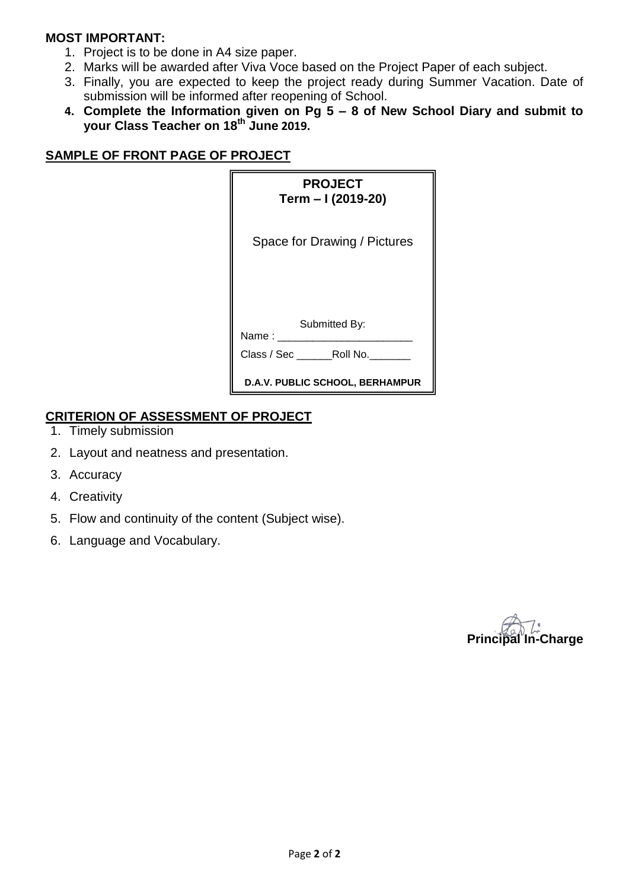**MOST IMPORTANT:**

1. Project is to be done in A4 size paper.
2. Marks will be awarded after Viva Voce based on the Project Paper of each subject.
3. Finally, you are expected to keep the project ready during Summer Vacation. Date of submission will be informed after reopening of School.
4. **Complete the Information given on Pg 5 – 8 of New School Diary and submit to your Class Teacher on 18th June 2019.**

## SAMPLE OF FRONT PAGE OF PROJECT

**PROJECT**
**Term – I (2019-20)**

Space for Drawing / Pictures

Submitted By:
Name : _______________________
Class / Sec ______Roll No._______

**D.A.V. PUBLIC SCHOOL, BERHAMPUR**

## CRITERION OF ASSESSMENT OF PROJECT

1. Timely submission
2. Layout and neatness and presentation.
3. Accuracy
4. Creativity
5. Flow and continuity of the content (Subject wise).
6. Language and Vocabulary.

**Principal In-Charge**